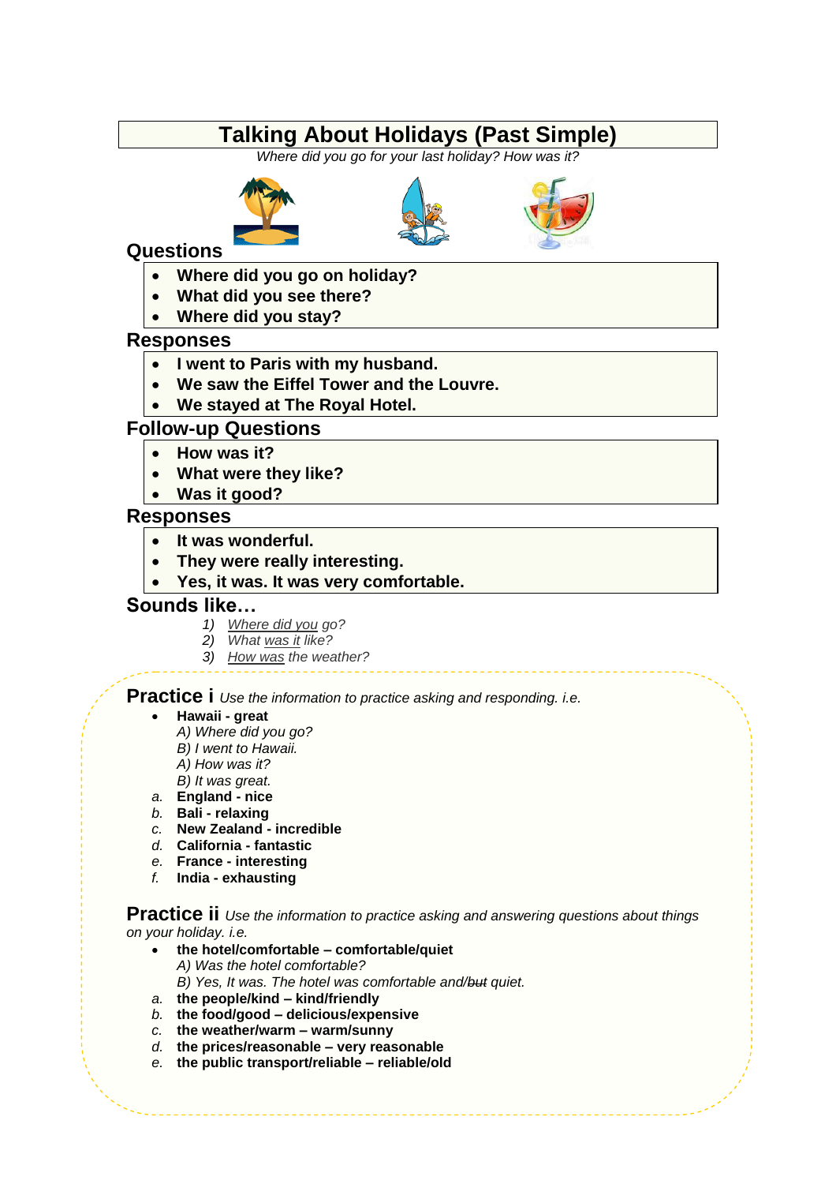# Talking About Holidays (Past Simple)

*Where did you go for your last holiday? How was it?*

## Questions

- **Where did you go on holiday?**
- **What did you see there?**
- **Where did you stay?**

## Responses

- **I went to Paris with my husband.**
- **We saw the Eiffel Tower and the Louvre.**
- **We stayed at The Royal Hotel.**

## Follow-up Questions

- **How was it?**
- **What were they like?**
- **Was it good?**

## Responses

- **It was wonderful.**
- **They were really interesting.**
- **Yes, it was. It was very comfortable.**

## Sounds like…

1) *<u>Where did you</u> go?*
2) *What <u>was it</u> like?*
3) *<u>How was</u> the weather?*

## Practice i *Use the information to practice asking and responding. i.e.*

- **Hawaii - great**
  *A) Where did you go?*
  *B) I went to Hawaii.*
  *A) How was it?*
  *B) It was great.*

a. **England - nice**
b. **Bali - relaxing**
c. **New Zealand - incredible**
d. **California - fantastic**
e. **France - interesting**
f. **India - exhausting**

## Practice ii *Use the information to practice asking and answering questions about things on your holiday. i.e.*

- **the hotel/comfortable – comfortable/quiet**
  *A) Was the hotel comfortable?*
  *B) Yes, It was. The hotel was comfortable and/~~but~~ quiet.*

a. **the people/kind – kind/friendly**
b. **the food/good – delicious/expensive**
c. **the weather/warm – warm/sunny**
d. **the prices/reasonable – very reasonable**
e. **the public transport/reliable – reliable/old**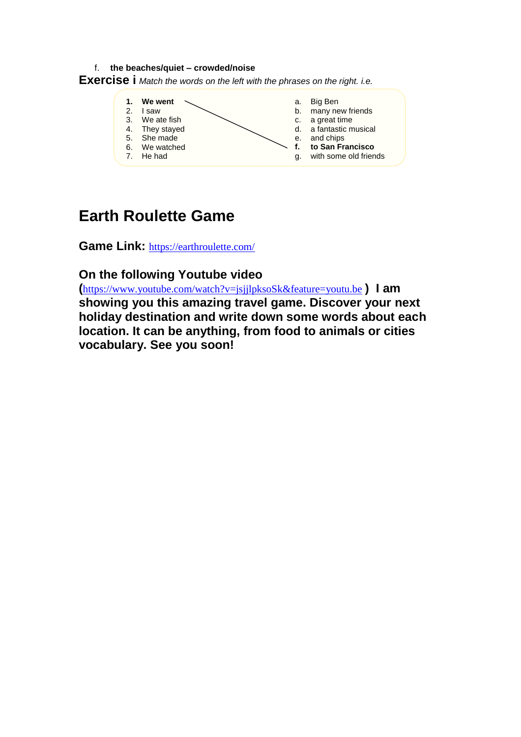f. **the beaches/quiet – crowded/noise**

**Exercise i** *Match the words on the left with the phrases on the right. i.e.*

| | |
|---|---|
| **1. We went** | a. Big Ben |
| 2. I saw | b. many new friends |
| 3. We ate fish | c. a great time |
| 4. They stayed | d. a fantastic musical |
| 5. She made | e. and chips |
| 6. We watched | **f. to San Francisco** |
| 7. He had | g. with some old friends |

# Earth Roulette Game

**Game Link:** https://earthroulette.com/

**On the following Youtube video (**https://www.youtube.com/watch?v=jsjjlpksoSk&feature=youtu.be**) I am showing you this amazing travel game. Discover your next holiday destination and write down some words about each location. It can be anything, from food to animals or cities vocabulary. See you soon!**